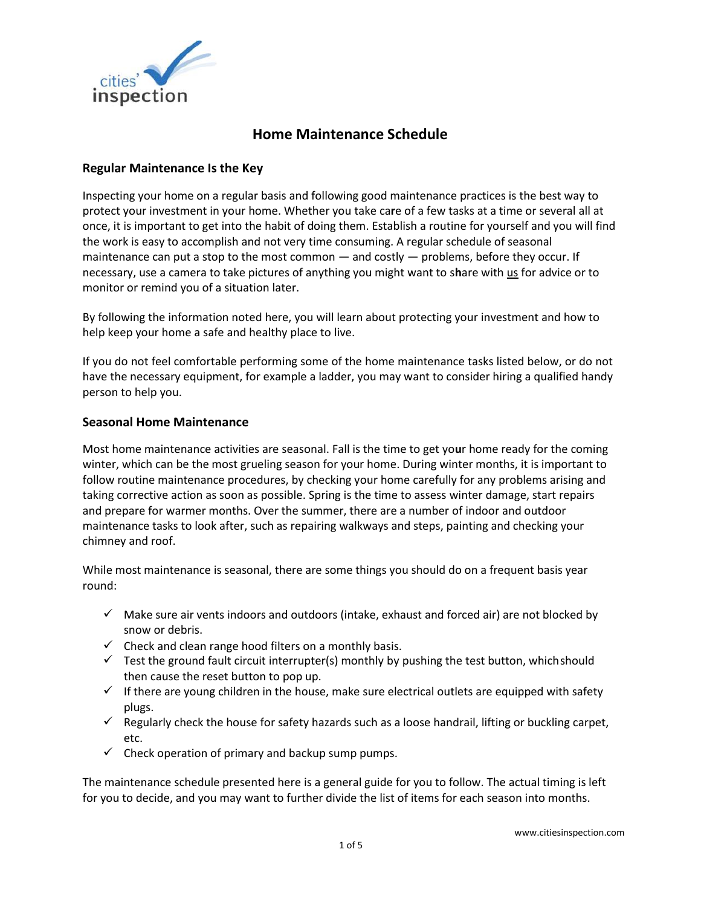# Home Maintenance Schedule

## Regular Maintenance Is the Key

Inspecting your home on a regular basis and following good maintenance practices is the best way to protect your investment in your home. Whether you take care of a few tasks at a time or several all at once, it is important to get into the habit of doing them. Establish a routine for yourself and you will find the work is easy to accomplish and not very time consuming. A regular schedule of seasonal maintenance can put a stop to the most common — and costly — problems, before they occur. If necessary, use a camera to take pictures of anything you might want to share with us for advice or to monitor or remind you of a situation later.

By following the information noted here, you will learn about protecting your investment and how to help keep your home a safe and healthy place to live.

If you do not feel comfortable performing some of the home maintenance tasks listed below, or do not have the necessary equipment, for example a ladder, you may want to consider hiring a qualified handy person to help you.

## Seasonal Home Maintenance

Most home maintenance activities are seasonal. Fall is the time to get your home ready for the coming winter, which can be the most grueling season for your home. During winter months, it is important to follow routine maintenance procedures, by checking your home carefully for any problems arising and taking corrective action as soon as possible. Spring is the time to assess winter damage, start repairs and prepare for warmer months. Over the summer, there are a number of indoor and outdoor maintenance tasks to look after, such as repairing walkways and steps, painting and checking your chimney and roof.

While most maintenance is seasonal, there are some things you should do on a frequent basis year round:

- ✓ Make sure air vents indoors and outdoors (intake, exhaust and forced air) are not blocked by snow or debris.
- ✓ Check and clean range hood filters on a monthly basis.
- ✓ Test the ground fault circuit interrupter(s) monthly by pushing the test button, which should then cause the reset button to pop up.
- ✓ If there are young children in the house, make sure electrical outlets are equipped with safety plugs.
- ✓ Regularly check the house for safety hazards such as a loose handrail, lifting or buckling carpet, etc.
- ✓ Check operation of primary and backup sump pumps.

The maintenance schedule presented here is a general guide for you to follow. The actual timing is left for you to decide, and you may want to further divide the list of items for each season into months.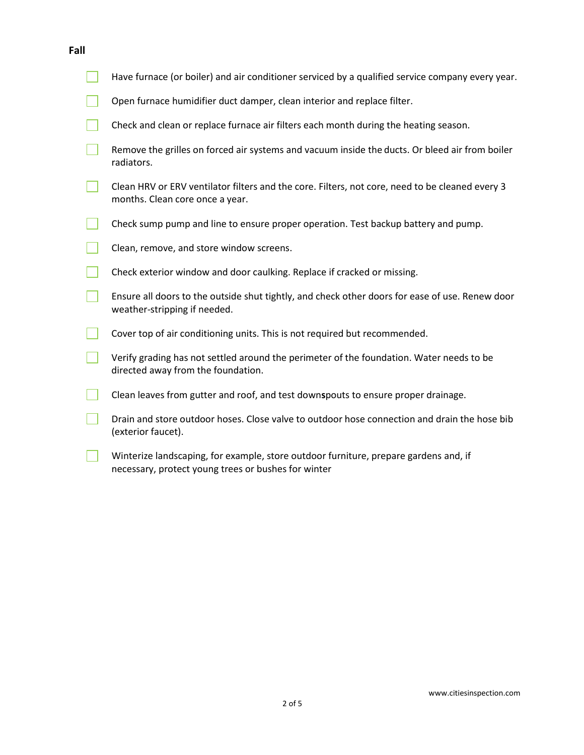## Fall

- [ ] Have furnace (or boiler) and air conditioner serviced by a qualified service company every year.
- [ ] Open furnace humidifier duct damper, clean interior and replace filter.
- [ ] Check and clean or replace furnace air filters each month during the heating season.
- [ ] Remove the grilles on forced air systems and vacuum inside the ducts. Or bleed air from boiler radiators.
- [ ] Clean HRV or ERV ventilator filters and the core. Filters, not core, need to be cleaned every 3 months. Clean core once a year.
- [ ] Check sump pump and line to ensure proper operation. Test backup battery and pump.
- [ ] Clean, remove, and store window screens.
- [ ] Check exterior window and door caulking. Replace if cracked or missing.
- [ ] Ensure all doors to the outside shut tightly, and check other doors for ease of use. Renew door weather-stripping if needed.
- [ ] Cover top of air conditioning units. This is not required but recommended.
- [ ] Verify grading has not settled around the perimeter of the foundation. Water needs to be directed away from the foundation.
- [ ] Clean leaves from gutter and roof, and test downspouts to ensure proper drainage.
- [ ] Drain and store outdoor hoses. Close valve to outdoor hose connection and drain the hose bib (exterior faucet).
- [ ] Winterize landscaping, for example, store outdoor furniture, prepare gardens and, if necessary, protect young trees or bushes for winter

www.citiesinspection.com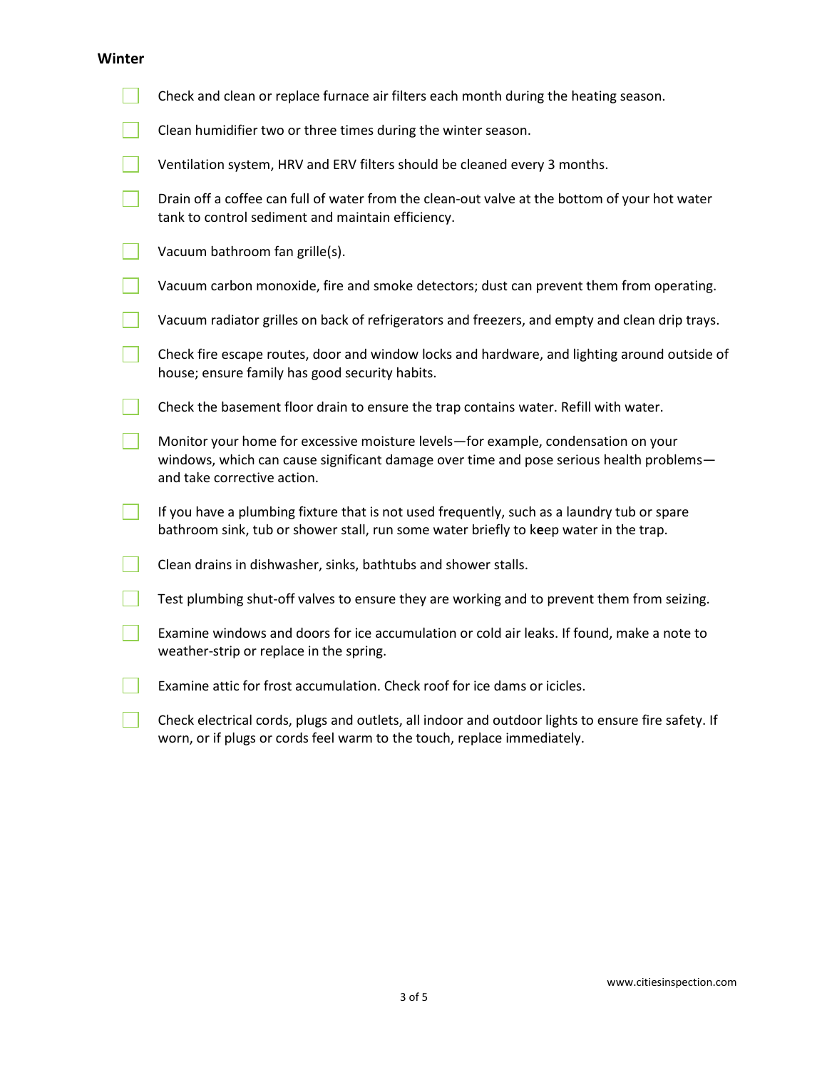## Winter

- [ ] Check and clean or replace furnace air filters each month during the heating season.
- [ ] Clean humidifier two or three times during the winter season.
- [ ] Ventilation system, HRV and ERV filters should be cleaned every 3 months.
- [ ] Drain off a coffee can full of water from the clean-out valve at the bottom of your hot water tank to control sediment and maintain efficiency.
- [ ] Vacuum bathroom fan grille(s).
- [ ] Vacuum carbon monoxide, fire and smoke detectors; dust can prevent them from operating.
- [ ] Vacuum radiator grilles on back of refrigerators and freezers, and empty and clean drip trays.
- [ ] Check fire escape routes, door and window locks and hardware, and lighting around outside of house; ensure family has good security habits.
- [ ] Check the basement floor drain to ensure the trap contains water. Refill with water.
- [ ] Monitor your home for excessive moisture levels—for example, condensation on your windows, which can cause significant damage over time and pose serious health problems—and take corrective action.
- [ ] If you have a plumbing fixture that is not used frequently, such as a laundry tub or spare bathroom sink, tub or shower stall, run some water briefly to keep water in the trap.
- [ ] Clean drains in dishwasher, sinks, bathtubs and shower stalls.
- [ ] Test plumbing shut-off valves to ensure they are working and to prevent them from seizing.
- [ ] Examine windows and doors for ice accumulation or cold air leaks. If found, make a note to weather-strip or replace in the spring.
- [ ] Examine attic for frost accumulation. Check roof for ice dams or icicles.
- [ ] Check electrical cords, plugs and outlets, all indoor and outdoor lights to ensure fire safety. If worn, or if plugs or cords feel warm to the touch, replace immediately.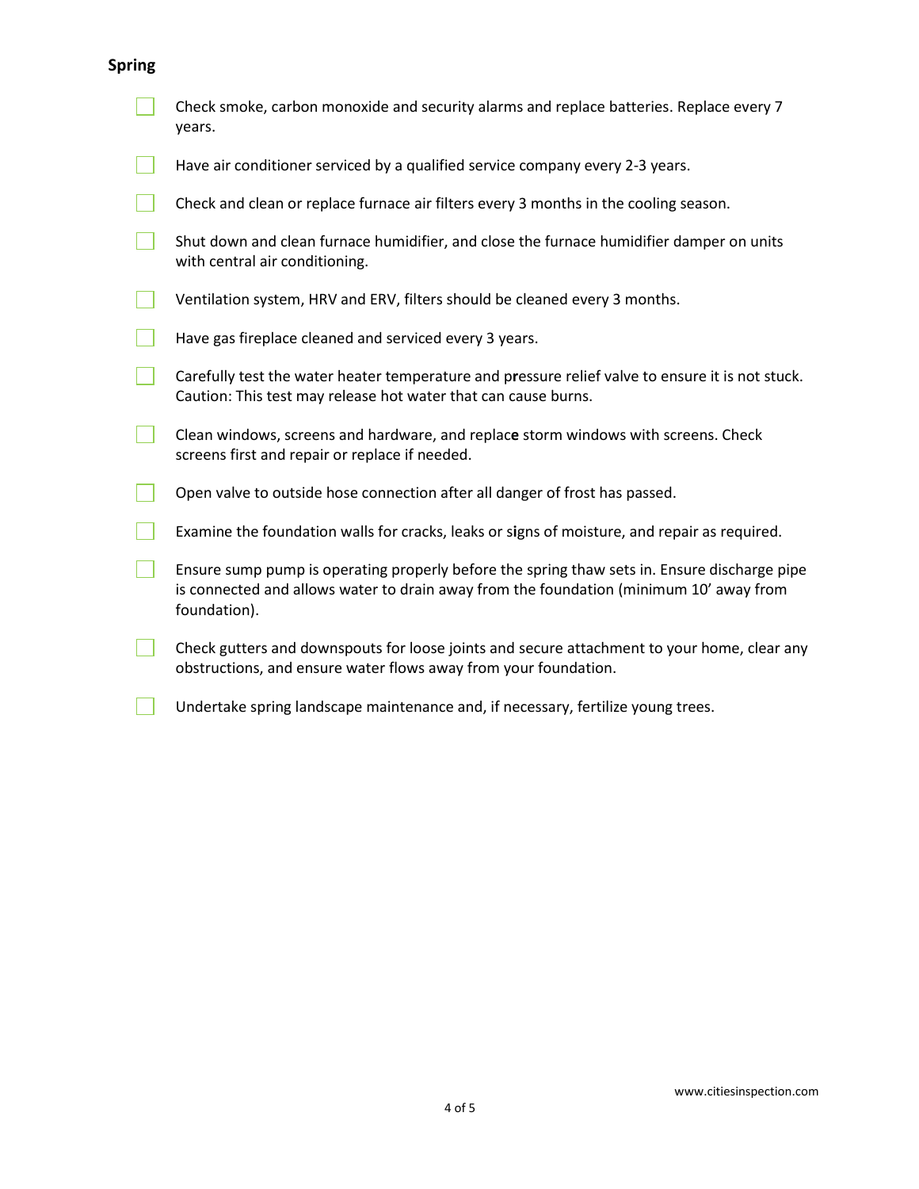**Spring**

- [ ] Check smoke, carbon monoxide and security alarms and replace batteries. Replace every 7 years.
- [ ] Have air conditioner serviced by a qualified service company every 2-3 years.
- [ ] Check and clean or replace furnace air filters every 3 months in the cooling season.
- [ ] Shut down and clean furnace humidifier, and close the furnace humidifier damper on units with central air conditioning.
- [ ] Ventilation system, HRV and ERV, filters should be cleaned every 3 months.
- [ ] Have gas fireplace cleaned and serviced every 3 years.
- [ ] Carefully test the water heater temperature and pressure relief valve to ensure it is not stuck. Caution: This test may release hot water that can cause burns.
- [ ] Clean windows, screens and hardware, and replace storm windows with screens. Check screens first and repair or replace if needed.
- [ ] Open valve to outside hose connection after all danger of frost has passed.
- [ ] Examine the foundation walls for cracks, leaks or signs of moisture, and repair as required.
- [ ] Ensure sump pump is operating properly before the spring thaw sets in. Ensure discharge pipe is connected and allows water to drain away from the foundation (minimum 10' away from foundation).
- [ ] Check gutters and downspouts for loose joints and secure attachment to your home, clear any obstructions, and ensure water flows away from your foundation.
- [ ] Undertake spring landscape maintenance and, if necessary, fertilize young trees.

www.citiesinspection.com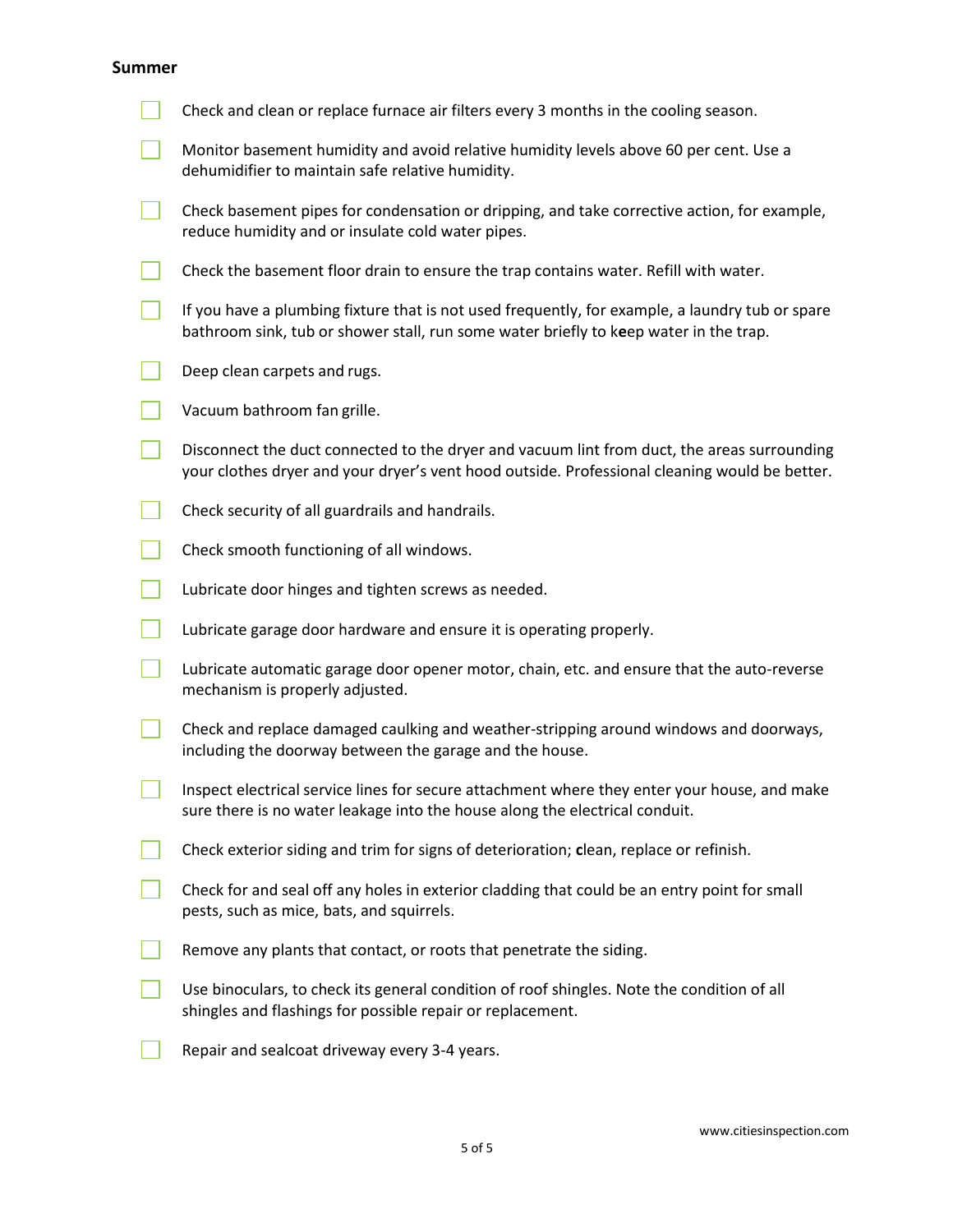## Summer

- [ ] Check and clean or replace furnace air filters every 3 months in the cooling season.
- [ ] Monitor basement humidity and avoid relative humidity levels above 60 per cent. Use a dehumidifier to maintain safe relative humidity.
- [ ] Check basement pipes for condensation or dripping, and take corrective action, for example, reduce humidity and or insulate cold water pipes.
- [ ] Check the basement floor drain to ensure the trap contains water. Refill with water.
- [ ] If you have a plumbing fixture that is not used frequently, for example, a laundry tub or spare bathroom sink, tub or shower stall, run some water briefly to keep water in the trap.
- [ ] Deep clean carpets and rugs.
- [ ] Vacuum bathroom fan grille.
- [ ] Disconnect the duct connected to the dryer and vacuum lint from duct, the areas surrounding your clothes dryer and your dryer's vent hood outside. Professional cleaning would be better.
- [ ] Check security of all guardrails and handrails.
- [ ] Check smooth functioning of all windows.
- [ ] Lubricate door hinges and tighten screws as needed.
- [ ] Lubricate garage door hardware and ensure it is operating properly.
- [ ] Lubricate automatic garage door opener motor, chain, etc. and ensure that the auto-reverse mechanism is properly adjusted.
- [ ] Check and replace damaged caulking and weather-stripping around windows and doorways, including the doorway between the garage and the house.
- [ ] Inspect electrical service lines for secure attachment where they enter your house, and make sure there is no water leakage into the house along the electrical conduit.
- [ ] Check exterior siding and trim for signs of deterioration; clean, replace or refinish.
- [ ] Check for and seal off any holes in exterior cladding that could be an entry point for small pests, such as mice, bats, and squirrels.
- [ ] Remove any plants that contact, or roots that penetrate the siding.
- [ ] Use binoculars, to check its general condition of roof shingles. Note the condition of all shingles and flashings for possible repair or replacement.
- [ ] Repair and sealcoat driveway every 3-4 years.

www.citiesinspection.com